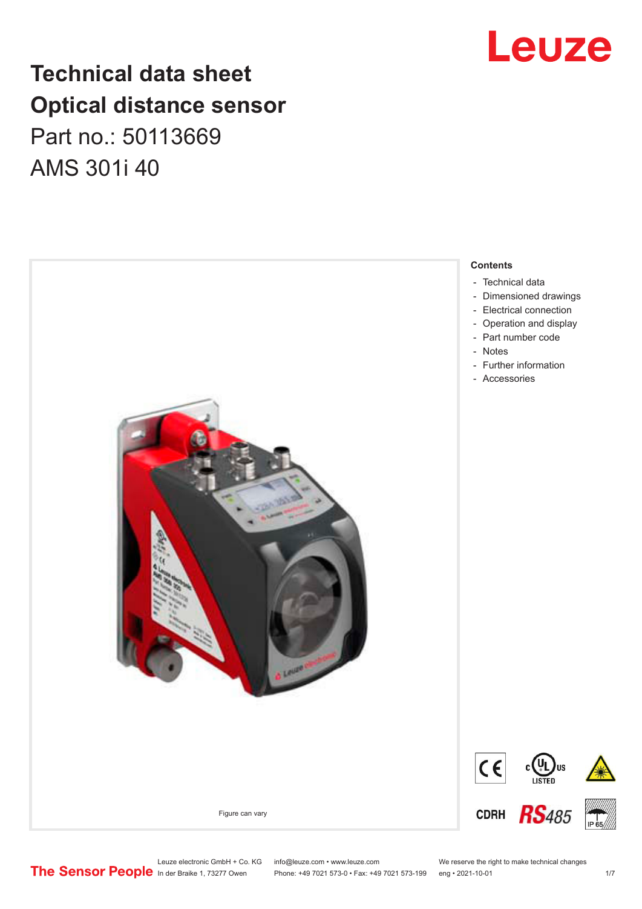# Technical data sheet
# Optical distance sensor

Part no.: 50113669

AMS 301i 40

Figure can vary

**Contents**

- Technical data
- Dimensioned drawings
- Electrical connection
- Operation and display
- Part number code
- Notes
- Further information
- Accessories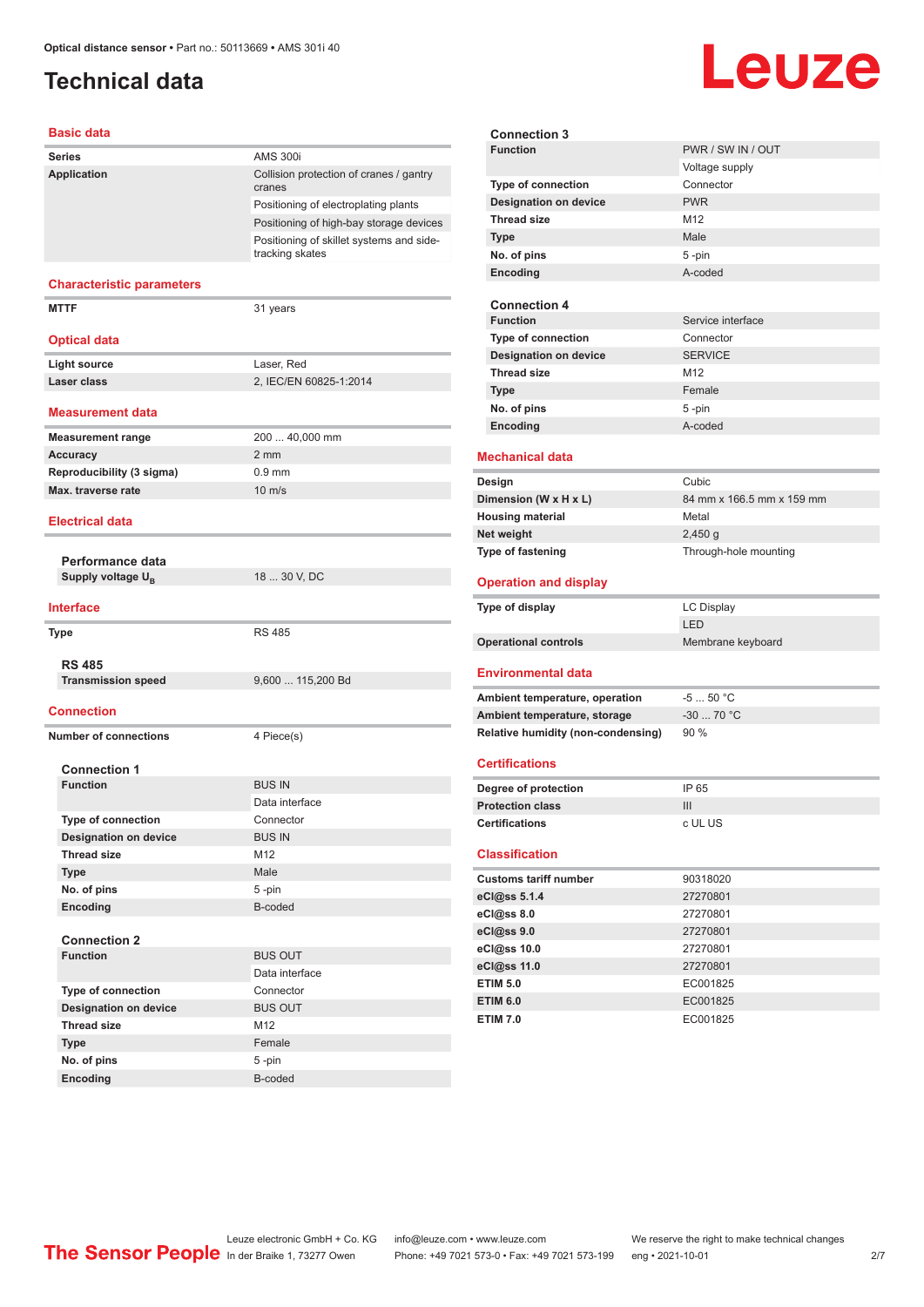# Technical data

## Basic data

| | |
|---|---|
| **Series** | AMS 300i |
| **Application** | Collision protection of cranes / gantry cranes |
| | Positioning of electroplating plants |
| | Positioning of high-bay storage devices |
| | Positioning of skillet systems and side-tracking skates |

## Characteristic parameters

| | |
|---|---|
| **MTTF** | 31 years |

## Optical data

| | |
|---|---|
| **Light source** | Laser, Red |
| **Laser class** | 2, IEC/EN 60825-1:2014 |

## Measurement data

| | |
|---|---|
| **Measurement range** | 200 ... 40,000 mm |
| **Accuracy** | 2 mm |
| **Reproducibility (3 sigma)** | 0.9 mm |
| **Max. traverse rate** | 10 m/s |

## Electrical data

### Performance data

| | |
|---|---|
| **Supply voltage $U_B$** | 18 ... 30 V, DC |

## Interface

| | |
|---|---|
| **Type** | RS 485 |

### RS 485

| | |
|---|---|
| **Transmission speed** | 9,600 ... 115,200 Bd |

## Connection

| | |
|---|---|
| **Number of connections** | 4 Piece(s) |

### Connection 1

| | |
|---|---|
| **Function** | BUS IN |
| | Data interface |
| **Type of connection** | Connector |
| **Designation on device** | BUS IN |
| **Thread size** | M12 |
| **Type** | Male |
| **No. of pins** | 5 -pin |
| **Encoding** | B-coded |

### Connection 2

| | |
|---|---|
| **Function** | BUS OUT |
| | Data interface |
| **Type of connection** | Connector |
| **Designation on device** | BUS OUT |
| **Thread size** | M12 |
| **Type** | Female |
| **No. of pins** | 5 -pin |
| **Encoding** | B-coded |

### Connection 3

| | |
|---|---|
| **Function** | PWR / SW IN / OUT |
| | Voltage supply |
| **Type of connection** | Connector |
| **Designation on device** | PWR |
| **Thread size** | M12 |
| **Type** | Male |
| **No. of pins** | 5 -pin |
| **Encoding** | A-coded |

### Connection 4

| | |
|---|---|
| **Function** | Service interface |
| **Type of connection** | Connector |
| **Designation on device** | SERVICE |
| **Thread size** | M12 |
| **Type** | Female |
| **No. of pins** | 5 -pin |
| **Encoding** | A-coded |

## Mechanical data

| | |
|---|---|
| **Design** | Cubic |
| **Dimension (W x H x L)** | 84 mm x 166.5 mm x 159 mm |
| **Housing material** | Metal |
| **Net weight** | 2,450 g |
| **Type of fastening** | Through-hole mounting |

## Operation and display

| | |
|---|---|
| **Type of display** | LC Display |
| | LED |
| **Operational controls** | Membrane keyboard |

## Environmental data

| | |
|---|---|
| **Ambient temperature, operation** | -5 ... 50 °C |
| **Ambient temperature, storage** | -30 ... 70 °C |
| **Relative humidity (non-condensing)** | 90 % |

## Certifications

| | |
|---|---|
| **Degree of protection** | IP 65 |
| **Protection class** | III |
| **Certifications** | c UL US |

## Classification

| | |
|---|---|
| **Customs tariff number** | 90318020 |
| **eCl@ss 5.1.4** | 27270801 |
| **eCl@ss 8.0** | 27270801 |
| **eCl@ss 9.0** | 27270801 |
| **eCl@ss 10.0** | 27270801 |
| **eCl@ss 11.0** | 27270801 |
| **ETIM 5.0** | EC001825 |
| **ETIM 6.0** | EC001825 |
| **ETIM 7.0** | EC001825 |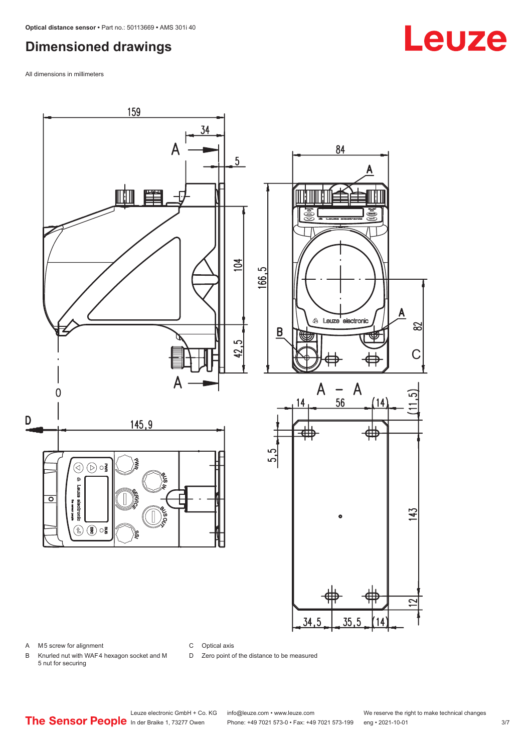# Dimensioned drawings

All dimensions in millimeters

A M5 screw for alignment

B Knurled nut with WAF4 hexagon socket and M 5 nut for securing

C Optical axis

D Zero point of the distance to be measured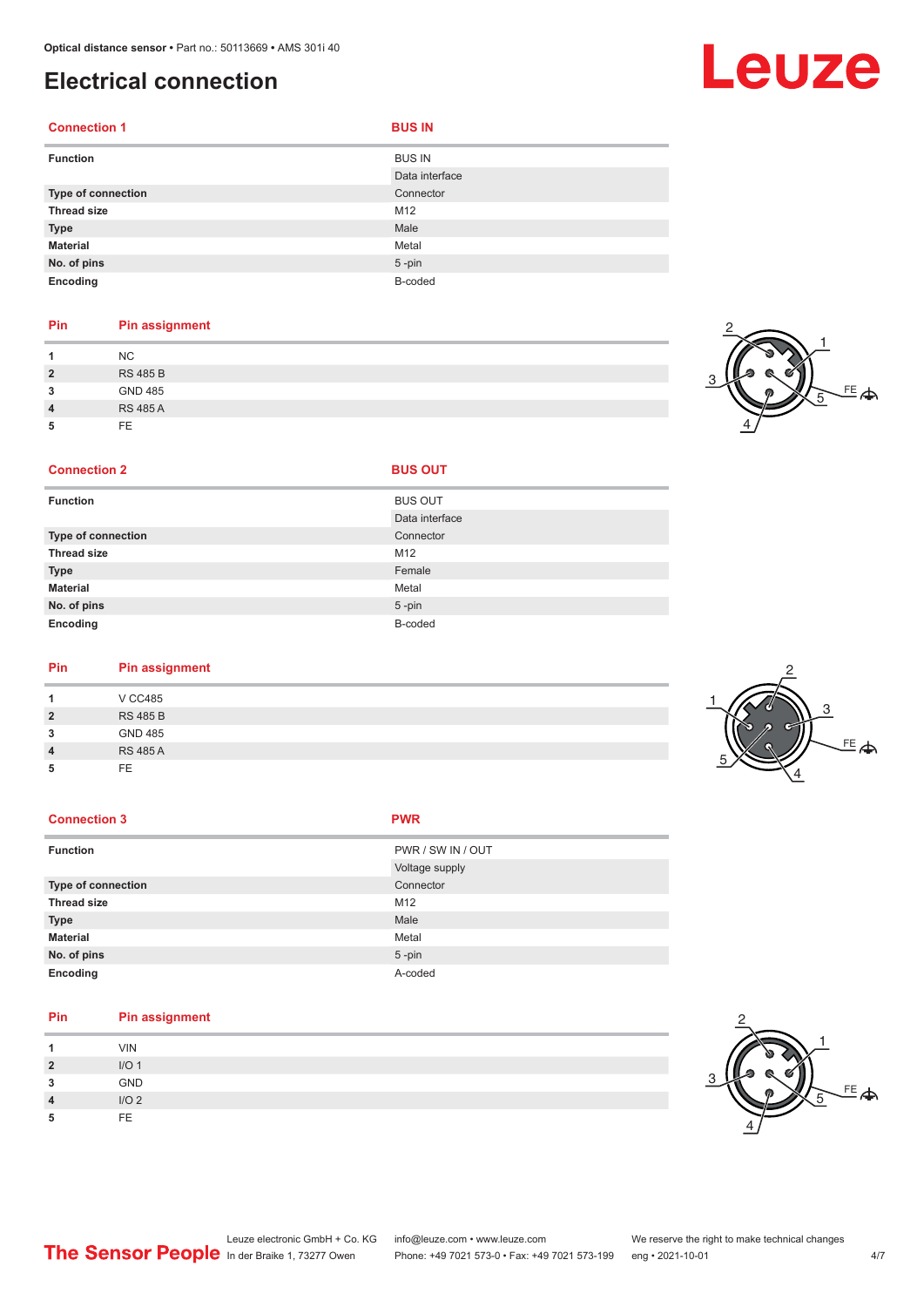# Electrical connection

| Connection 1 | BUS IN |
|---|---|
| **Function** | BUS IN<br>Data interface |
| **Type of connection** | Connector |
| **Thread size** | M12 |
| **Type** | Male |
| **Material** | Metal |
| **No. of pins** | 5 -pin |
| **Encoding** | B-coded |

| Pin | Pin assignment |
|---|---|
| **1** | NC |
| **2** | RS 485 B |
| **3** | GND 485 |
| **4** | RS 485 A |
| **5** | FE |

| Connection 2 | BUS OUT |
|---|---|
| **Function** | BUS OUT<br>Data interface |
| **Type of connection** | Connector |
| **Thread size** | M12 |
| **Type** | Female |
| **Material** | Metal |
| **No. of pins** | 5 -pin |
| **Encoding** | B-coded |

| Pin | Pin assignment |
|---|---|
| **1** | V CC485 |
| **2** | RS 485 B |
| **3** | GND 485 |
| **4** | RS 485 A |
| **5** | FE |

| Connection 3 | PWR |
|---|---|
| **Function** | PWR / SW IN / OUT<br>Voltage supply |
| **Type of connection** | Connector |
| **Thread size** | M12 |
| **Type** | Male |
| **Material** | Metal |
| **No. of pins** | 5 -pin |
| **Encoding** | A-coded |

| Pin | Pin assignment |
|---|---|
| **1** | VIN |
| **2** | I/O 1 |
| **3** | GND |
| **4** | I/O 2 |
| **5** | FE |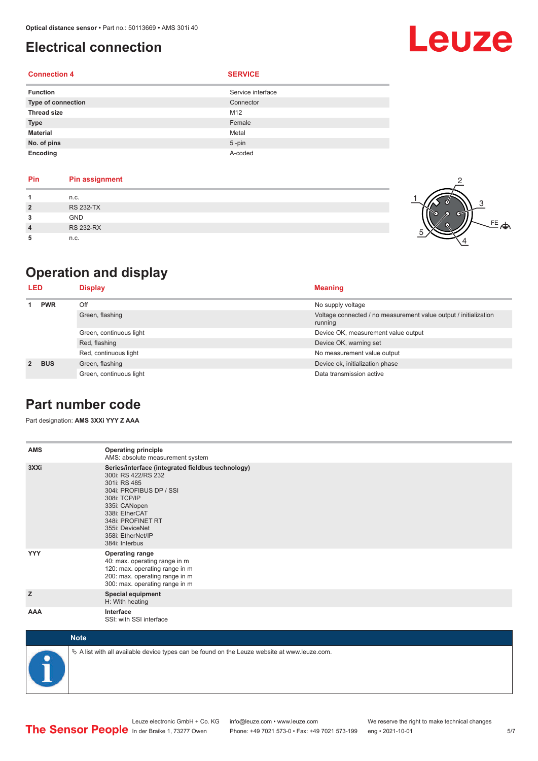# Electrical connection

| Connection 4 | SERVICE |
|---|---|
| **Function** | Service interface |
| **Type of connection** | Connector |
| **Thread size** | M12 |
| **Type** | Female |
| **Material** | Metal |
| **No. of pins** | 5 -pin |
| **Encoding** | A-coded |

| Pin | Pin assignment |
|---|---|
| **1** | n.c. |
| **2** | RS 232-TX |
| **3** | GND |
| **4** | RS 232-RX |
| **5** | n.c. |

# Operation and display

| LED | | Display | Meaning |
|---|---|---|---|
| **1** | **PWR** | Off | No supply voltage |
| | | Green, flashing | Voltage connected / no measurement value output / initialization running |
| | | Green, continuous light | Device OK, measurement value output |
| | | Red, flashing | Device OK, warning set |
| | | Red, continuous light | No measurement value output |
| **2** | **BUS** | Green, flashing | Device ok, initialization phase |
| | | Green, continuous light | Data transmission active |

# Part number code

Part designation: **AMS 3XXi YYY Z AAA**

| | |
|---|---|
| **AMS** | **Operating principle**<br>AMS: absolute measurement system |
| **3XXi** | **Series/interface (integrated fieldbus technology)**<br>300i: RS 422/RS 232<br>301i: RS 485<br>304i: PROFIBUS DP / SSI<br>308i: TCP/IP<br>335i: CANopen<br>338i: EtherCAT<br>348i: PROFINET RT<br>355i: DeviceNet<br>358i: EtherNet/IP<br>384i: Interbus |
| **YYY** | **Operating range**<br>40: max. operating range in m<br>120: max. operating range in m<br>200: max. operating range in m<br>300: max. operating range in m |
| **Z** | **Special equipment**<br>H: With heating |
| **AAA** | **Interface**<br>SSI: with SSI interface |

**Note**

A list with all available device types can be found on the Leuze website at www.leuze.com.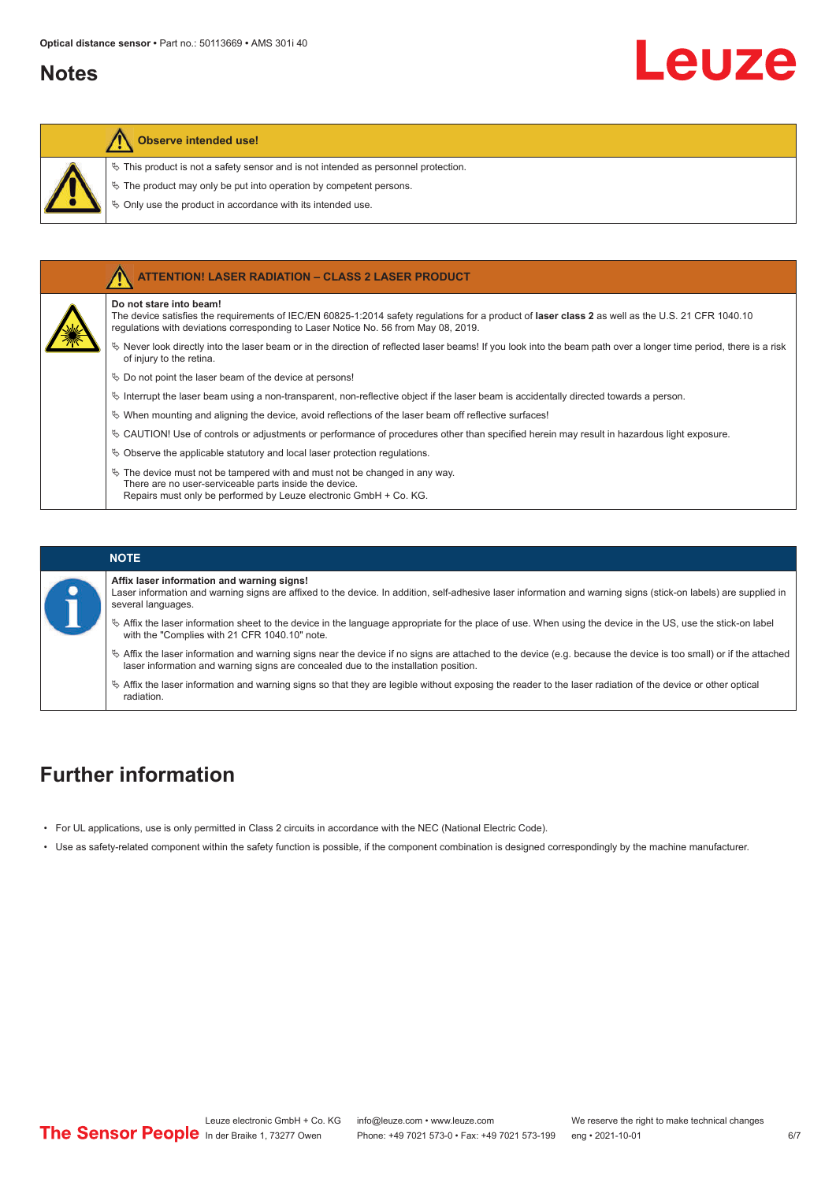## Notes

**Observe intended use!**

- This product is not a safety sensor and is not intended as personnel protection.
- The product may only be put into operation by competent persons.
- Only use the product in accordance with its intended use.

**ATTENTION! LASER RADIATION – CLASS 2 LASER PRODUCT**

**Do not stare into beam!**
The device satisfies the requirements of IEC/EN 60825-1:2014 safety regulations for a product of **laser class 2** as well as the U.S. 21 CFR 1040.10 regulations with deviations corresponding to Laser Notice No. 56 from May 08, 2019.

- Never look directly into the laser beam or in the direction of reflected laser beams! If you look into the beam path over a longer time period, there is a risk of injury to the retina.
- Do not point the laser beam of the device at persons!
- Interrupt the laser beam using a non-transparent, non-reflective object if the laser beam is accidentally directed towards a person.
- When mounting and aligning the device, avoid reflections of the laser beam off reflective surfaces!
- CAUTION! Use of controls or adjustments or performance of procedures other than specified herein may result in hazardous light exposure.
- Observe the applicable statutory and local laser protection regulations.
- The device must not be tampered with and must not be changed in any way.
  There are no user-serviceable parts inside the device.
  Repairs must only be performed by Leuze electronic GmbH + Co. KG.

**NOTE**

**Affix laser information and warning signs!**
Laser information and warning signs are affixed to the device. In addition, self-adhesive laser information and warning signs (stick-on labels) are supplied in several languages.

- Affix the laser information sheet to the device in the language appropriate for the place of use. When using the device in the US, use the stick-on label with the "Complies with 21 CFR 1040.10" note.
- Affix the laser information and warning signs near the device if no signs are attached to the device (e.g. because the device is too small) or if the attached laser information and warning signs are concealed due to the installation position.
- Affix the laser information and warning signs so that they are legible without exposing the reader to the laser radiation of the device or other optical radiation.

## Further information

- For UL applications, use is only permitted in Class 2 circuits in accordance with the NEC (National Electric Code).
- Use as safety-related component within the safety function is possible, if the component combination is designed correspondingly by the machine manufacturer.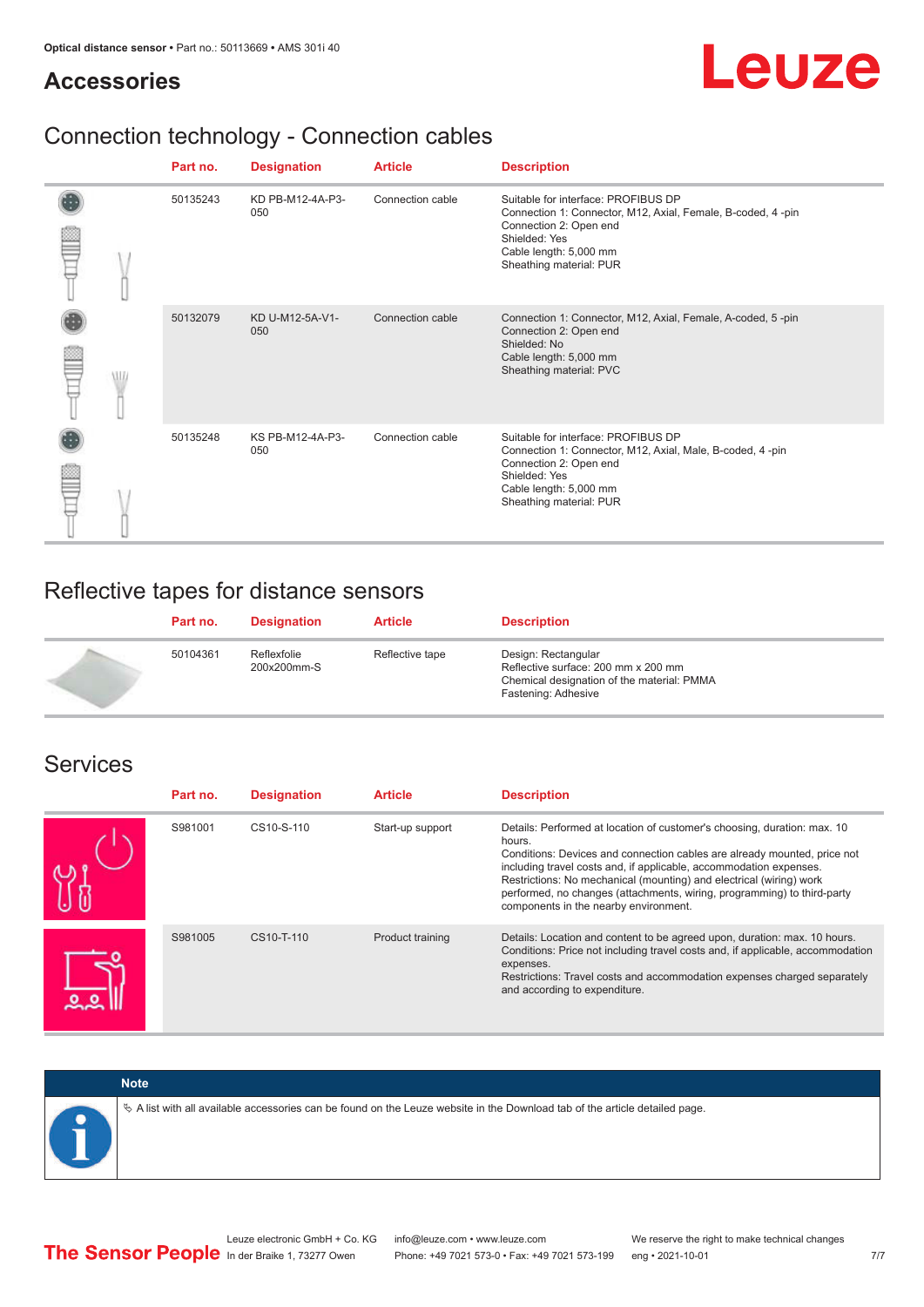# Accessories

## Connection technology - Connection cables

| Part no. | Designation | Article | Description |
|---|---|---|---|
| 50135243 | KD PB-M12-4A-P3-050 | Connection cable | Suitable for interface: PROFIBUS DP<br>Connection 1: Connector, M12, Axial, Female, B-coded, 4 -pin<br>Connection 2: Open end<br>Shielded: Yes<br>Cable length: 5,000 mm<br>Sheathing material: PUR |
| 50132079 | KD U-M12-5A-V1-050 | Connection cable | Connection 1: Connector, M12, Axial, Female, A-coded, 5 -pin<br>Connection 2: Open end<br>Shielded: No<br>Cable length: 5,000 mm<br>Sheathing material: PVC |
| 50135248 | KS PB-M12-4A-P3-050 | Connection cable | Suitable for interface: PROFIBUS DP<br>Connection 1: Connector, M12, Axial, Male, B-coded, 4 -pin<br>Connection 2: Open end<br>Shielded: Yes<br>Cable length: 5,000 mm<br>Sheathing material: PUR |

## Reflective tapes for distance sensors

| Part no. | Designation | Article | Description |
|---|---|---|---|
| 50104361 | Reflexfolie 200x200mm-S | Reflective tape | Design: Rectangular<br>Reflective surface: 200 mm x 200 mm<br>Chemical designation of the material: PMMA<br>Fastening: Adhesive |

## Services

| Part no. | Designation | Article | Description |
|---|---|---|---|
| S981001 | CS10-S-110 | Start-up support | Details: Performed at location of customer's choosing, duration: max. 10 hours.<br>Conditions: Devices and connection cables are already mounted, price not including travel costs and, if applicable, accommodation expenses.<br>Restrictions: No mechanical (mounting) and electrical (wiring) work performed, no changes (attachments, wiring, programming) to third-party components in the nearby environment. |
| S981005 | CS10-T-110 | Product training | Details: Location and content to be agreed upon, duration: max. 10 hours.<br>Conditions: Price not including travel costs and, if applicable, accommodation expenses.<br>Restrictions: Travel costs and accommodation expenses charged separately and according to expenditure. |

**Note**

↳ A list with all available accessories can be found on the Leuze website in the Download tab of the article detailed page.